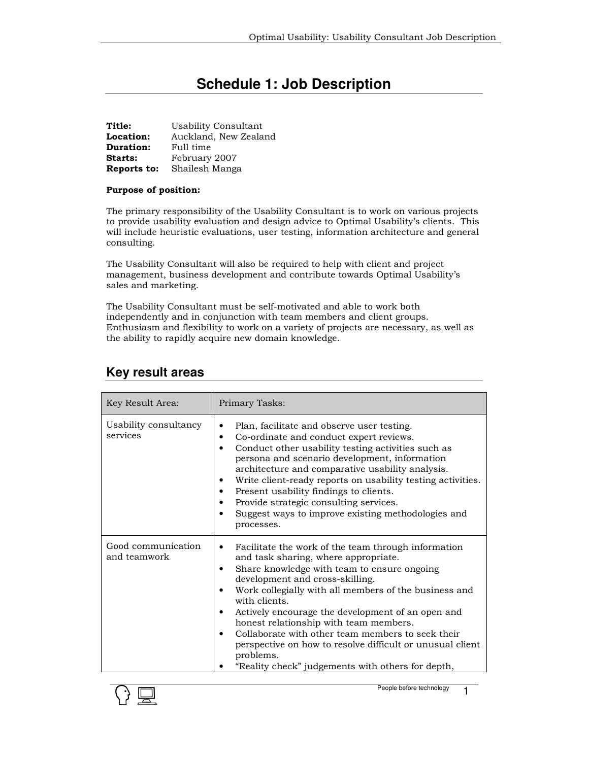# Schedule 1: Job Description

**Title:** Usability Consultant
**Location:** Auckland, New Zealand
**Duration:** Full time
**Starts:** February 2007
**Reports to:** Shailesh Manga

**Purpose of position:**

The primary responsibility of the Usability Consultant is to work on various projects to provide usability evaluation and design advice to Optimal Usability's clients. This will include heuristic evaluations, user testing, information architecture and general consulting.

The Usability Consultant will also be required to help with client and project management, business development and contribute towards Optimal Usability's sales and marketing.

The Usability Consultant must be self-motivated and able to work both independently and in conjunction with team members and client groups. Enthusiasm and flexibility to work on a variety of projects are necessary, as well as the ability to rapidly acquire new domain knowledge.

## Key result areas

| Key Result Area: | Primary Tasks: |
|---|---|
| Usability consultancy services | • Plan, facilitate and observe user testing.<br>• Co-ordinate and conduct expert reviews.<br>• Conduct other usability testing activities such as persona and scenario development, information architecture and comparative usability analysis.<br>• Write client-ready reports on usability testing activities.<br>• Present usability findings to clients.<br>• Provide strategic consulting services.<br>• Suggest ways to improve existing methodologies and processes. |
| Good communication and teamwork | • Facilitate the work of the team through information and task sharing, where appropriate.<br>• Share knowledge with team to ensure ongoing development and cross-skilling.<br>• Work collegially with all members of the business and with clients.<br>• Actively encourage the development of an open and honest relationship with team members.<br>• Collaborate with other team members to seek their perspective on how to resolve difficult or unusual client problems.<br>• "Reality check" judgements with others for depth, |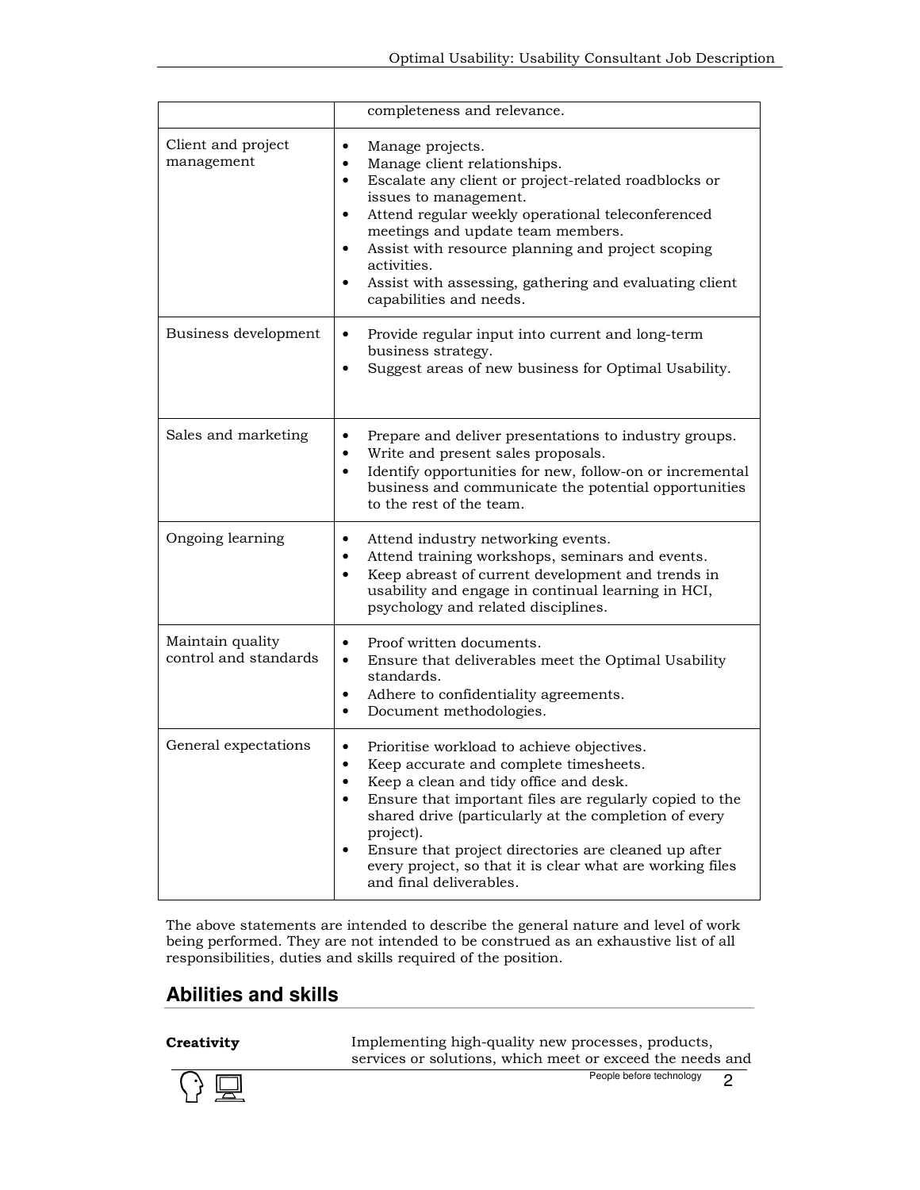|  |  |
|---|---|
|  | completeness and relevance. |
| Client and project management | • Manage projects.<br>• Manage client relationships.<br>• Escalate any client or project-related roadblocks or issues to management.<br>• Attend regular weekly operational teleconferenced meetings and update team members.<br>• Assist with resource planning and project scoping activities.<br>• Assist with assessing, gathering and evaluating client capabilities and needs. |
| Business development | • Provide regular input into current and long-term business strategy.<br>• Suggest areas of new business for Optimal Usability. |
| Sales and marketing | • Prepare and deliver presentations to industry groups.<br>• Write and present sales proposals.<br>• Identify opportunities for new, follow-on or incremental business and communicate the potential opportunities to the rest of the team. |
| Ongoing learning | • Attend industry networking events.<br>• Attend training workshops, seminars and events.<br>• Keep abreast of current development and trends in usability and engage in continual learning in HCI, psychology and related disciplines. |
| Maintain quality control and standards | • Proof written documents.<br>• Ensure that deliverables meet the Optimal Usability standards.<br>• Adhere to confidentiality agreements.<br>• Document methodologies. |
| General expectations | • Prioritise workload to achieve objectives.<br>• Keep accurate and complete timesheets.<br>• Keep a clean and tidy office and desk.<br>• Ensure that important files are regularly copied to the shared drive (particularly at the completion of every project).<br>• Ensure that project directories are cleaned up after every project, so that it is clear what are working files and final deliverables. |

The above statements are intended to describe the general nature and level of work being performed. They are not intended to be construed as an exhaustive list of all responsibilities, duties and skills required of the position.

## Abilities and skills

**Creativity** Implementing high-quality new processes, products, services or solutions, which meet or exceed the needs and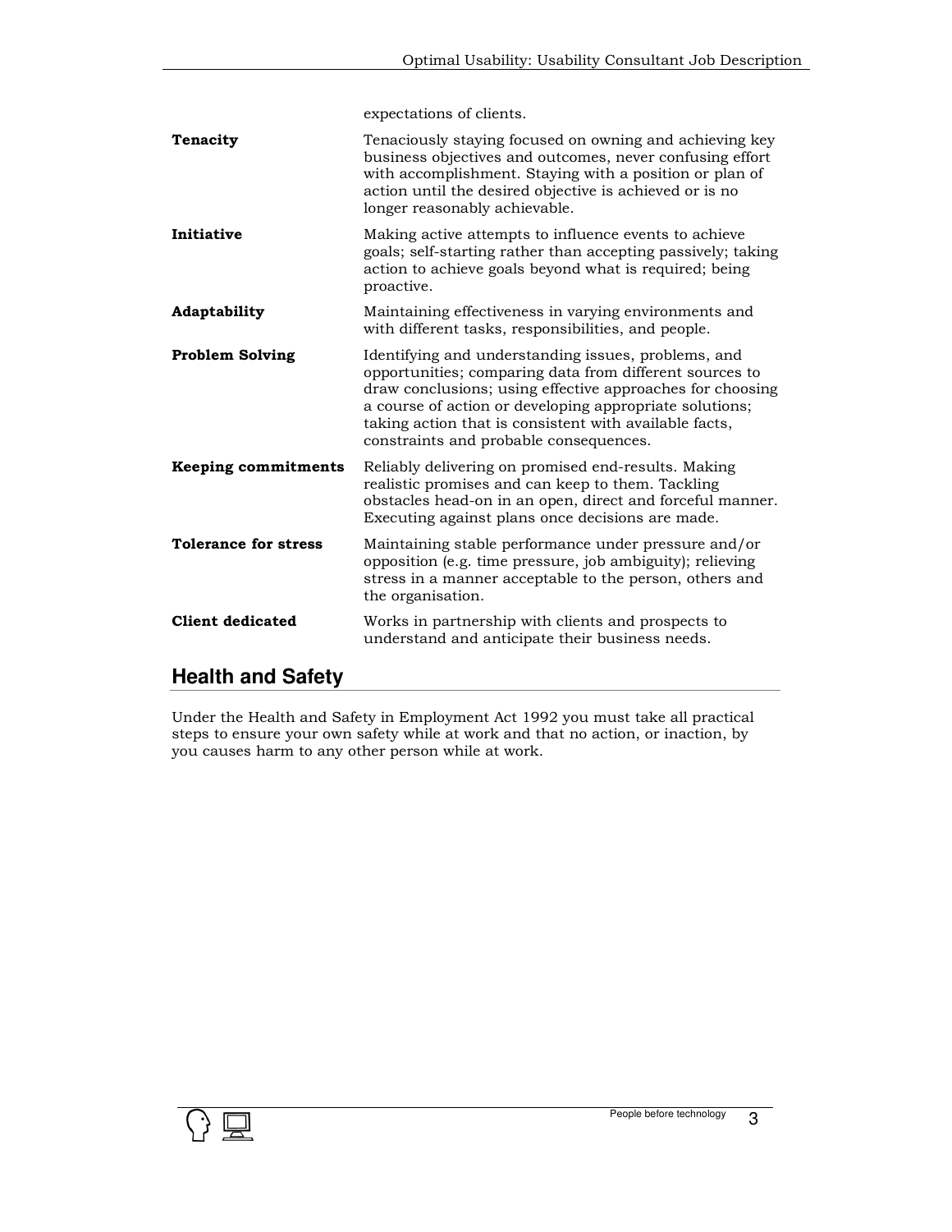| | |
|---|---|
| | expectations of clients. |
| **Tenacity** | Tenaciously staying focused on owning and achieving key business objectives and outcomes, never confusing effort with accomplishment. Staying with a position or plan of action until the desired objective is achieved or is no longer reasonably achievable. |
| **Initiative** | Making active attempts to influence events to achieve goals; self-starting rather than accepting passively; taking action to achieve goals beyond what is required; being proactive. |
| **Adaptability** | Maintaining effectiveness in varying environments and with different tasks, responsibilities, and people. |
| **Problem Solving** | Identifying and understanding issues, problems, and opportunities; comparing data from different sources to draw conclusions; using effective approaches for choosing a course of action or developing appropriate solutions; taking action that is consistent with available facts, constraints and probable consequences. |
| **Keeping commitments** | Reliably delivering on promised end-results. Making realistic promises and can keep to them. Tackling obstacles head-on in an open, direct and forceful manner. Executing against plans once decisions are made. |
| **Tolerance for stress** | Maintaining stable performance under pressure and/or opposition (e.g. time pressure, job ambiguity); relieving stress in a manner acceptable to the person, others and the organisation. |
| **Client dedicated** | Works in partnership with clients and prospects to understand and anticipate their business needs. |

## Health and Safety

Under the Health and Safety in Employment Act 1992 you must take all practical steps to ensure your own safety while at work and that no action, or inaction, by you causes harm to any other person while at work.